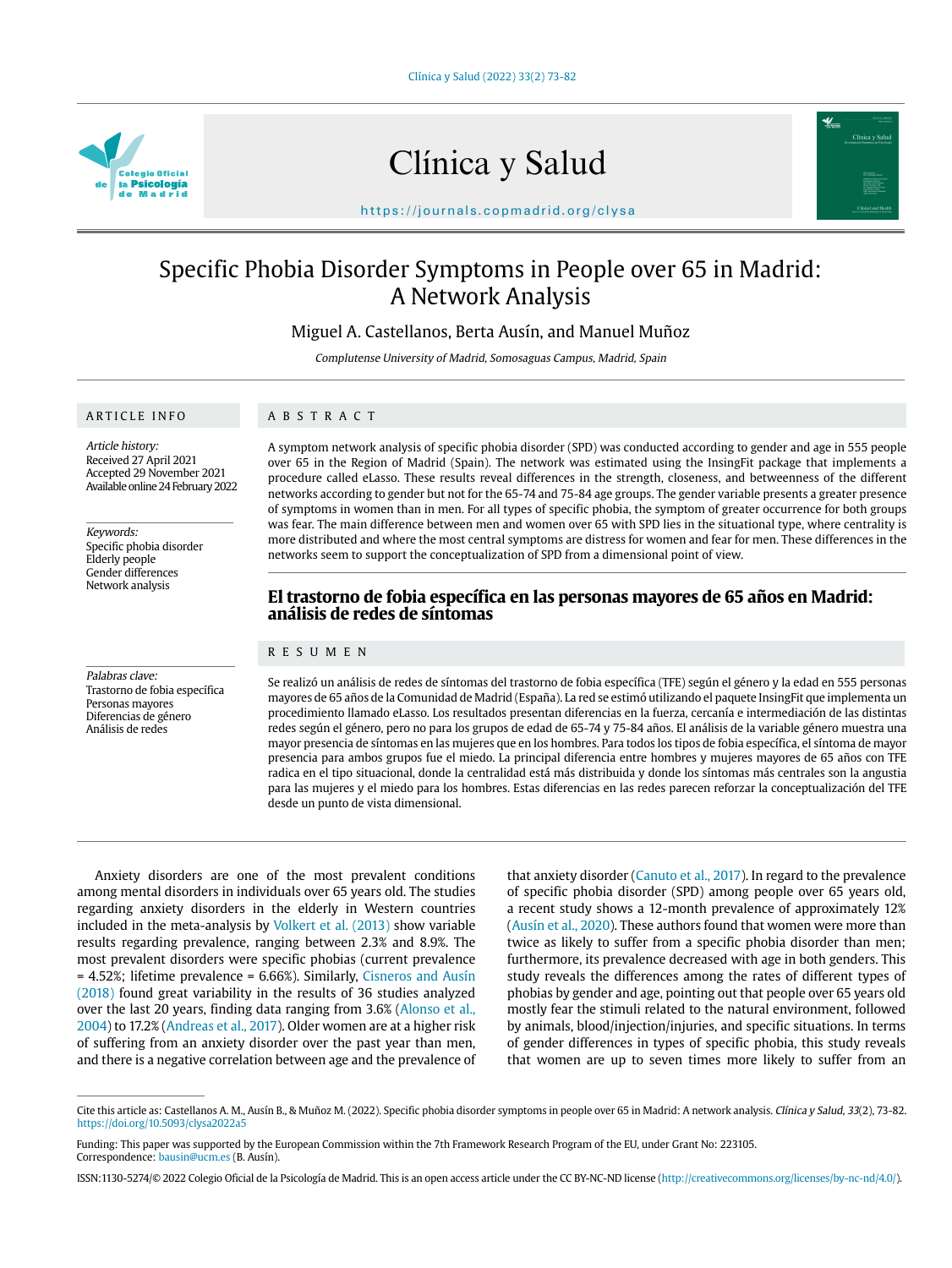# Specific Phobia Disorder Symptoms in People over 65 in Madrid: A Network Analysis

Miguel A. Castellanos, Berta Ausín, and Manuel Muñoz

*Complutense University of Madrid, Somosaguas Campus, Madrid, Spain*

## ARTICLE INFO

*Article history:*
Received 27 April 2021
Accepted 29 November 2021
Available online 24 February 2022

*Keywords:*
Specific phobia disorder
Elderly people
Gender differences
Network analysis

*Palabras clave:*
Trastorno de fobia específica
Personas mayores
Diferencias de género
Análisis de redes

## ABSTRACT

A symptom network analysis of specific phobia disorder (SPD) was conducted according to gender and age in 555 people over 65 in the Region of Madrid (Spain). The network was estimated using the InsingFit package that implements a procedure called eLasso. These results reveal differences in the strength, closeness, and betweenness of the different networks according to gender but not for the 65-74 and 75-84 age groups. The gender variable presents a greater presence of symptoms in women than in men. For all types of specific phobia, the symptom of greater occurrence for both groups was fear. The main difference between men and women over 65 with SPD lies in the situational type, where centrality is more distributed and where the most central symptoms are distress for women and fear for men. These differences in the networks seem to support the conceptualization of SPD from a dimensional point of view.

## El trastorno de fobia específica en las personas mayores de 65 años en Madrid: análisis de redes de síntomas

## RESUMEN

Se realizó un análisis de redes de síntomas del trastorno de fobia específica (TFE) según el género y la edad en 555 personas mayores de 65 años de la Comunidad de Madrid (España). La red se estimó utilizando el paquete InsingFit que implementa un procedimiento llamado eLasso. Los resultados presentan diferencias en la fuerza, cercanía e intermediación de las distintas redes según el género, pero no para los grupos de edad de 65-74 y 75-84 años. El análisis de la variable género muestra una mayor presencia de síntomas en las mujeres que en los hombres. Para todos los tipos de fobia específica, el síntoma de mayor presencia para ambos grupos fue el miedo. La principal diferencia entre hombres y mujeres mayores de 65 años con TFE radica en el tipo situacional, donde la centralidad está más distribuida y donde los síntomas más centrales son la angustia para las mujeres y el miedo para los hombres. Estas diferencias en las redes parecen reforzar la conceptualización del TFE desde un punto de vista dimensional.

Anxiety disorders are one of the most prevalent conditions among mental disorders in individuals over 65 years old. The studies regarding anxiety disorders in the elderly in Western countries included in the meta-analysis by Volkert et al. (2013) show variable results regarding prevalence, ranging between 2.3% and 8.9%. The most prevalent disorders were specific phobias (current prevalence = 4.52%; lifetime prevalence = 6.66%). Similarly, Cisneros and Ausín (2018) found great variability in the results of 36 studies analyzed over the last 20 years, finding data ranging from 3.6% (Alonso et al., 2004) to 17.2% (Andreas et al., 2017). Older women are at a higher risk of suffering from an anxiety disorder over the past year than men, and there is a negative correlation between age and the prevalence of that anxiety disorder (Canuto et al., 2017). In regard to the prevalence of specific phobia disorder (SPD) among people over 65 years old, a recent study shows a 12-month prevalence of approximately 12% (Ausín et al., 2020). These authors found that women were more than twice as likely to suffer from a specific phobia disorder than men; furthermore, its prevalence decreased with age in both genders. This study reveals the differences among the rates of different types of phobias by gender and age, pointing out that people over 65 years old mostly fear the stimuli related to the natural environment, followed by animals, blood/injection/injuries, and specific situations. In terms of gender differences in types of specific phobia, this study reveals that women are up to seven times more likely to suffer from an

Cite this article as: Castellanos A. M., Ausín B., & Muñoz M. (2022). Specific phobia disorder symptoms in people over 65 in Madrid: A network analysis. *Clínica y Salud, 33*(2), 73-82. https://doi.org/10.5093/clysa2022a5

Funding: This paper was supported by the European Commission within the 7th Framework Research Program of the EU, under Grant No: 223105.
Correspondence: bausin@ucm.es (B. Ausín).

ISSN:1130-5274/© 2022 Colegio Oficial de la Psicología de Madrid. This is an open access article under the CC BY-NC-ND license (http://creativecommons.org/licenses/by-nc-nd/4.0/).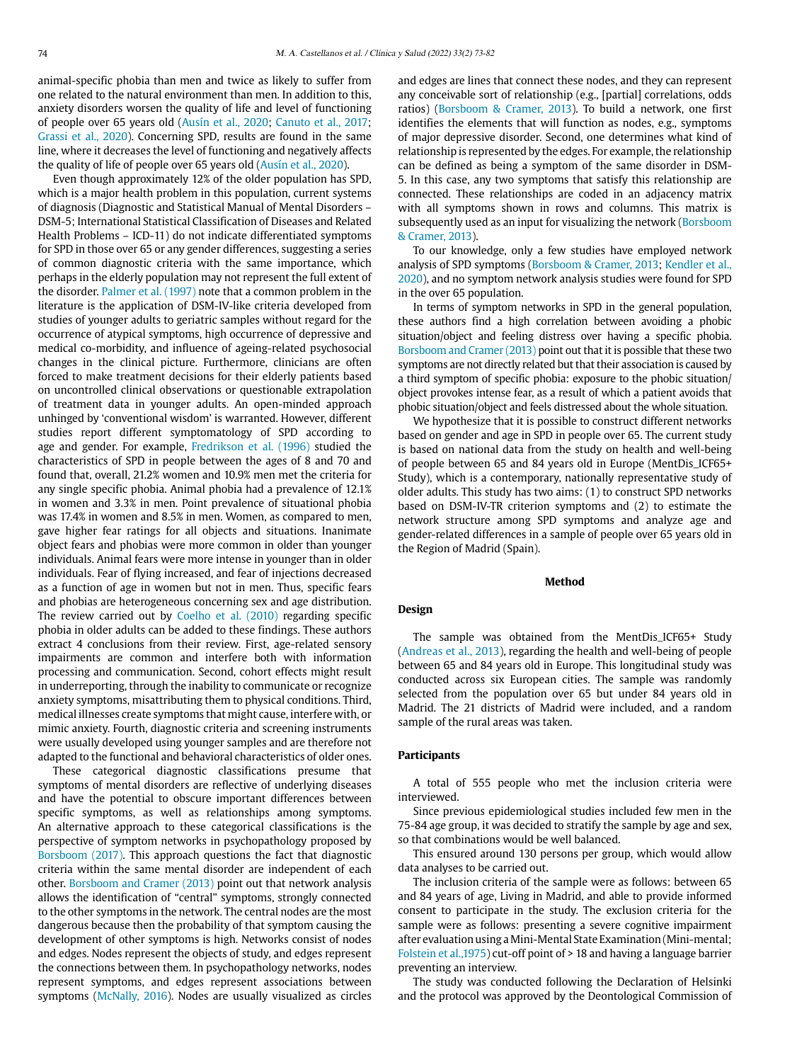animal-specific phobia than men and twice as likely to suffer from one related to the natural environment than men. In addition to this, anxiety disorders worsen the quality of life and level of functioning of people over 65 years old (Ausín et al., 2020; Canuto et al., 2017; Grassi et al., 2020). Concerning SPD, results are found in the same line, where it decreases the level of functioning and negatively affects the quality of life of people over 65 years old (Ausín et al., 2020).

Even though approximately 12% of the older population has SPD, which is a major health problem in this population, current systems of diagnosis (Diagnostic and Statistical Manual of Mental Disorders – DSM-5; International Statistical Classification of Diseases and Related Health Problems – ICD-11) do not indicate differentiated symptoms for SPD in those over 65 or any gender differences, suggesting a series of common diagnostic criteria with the same importance, which perhaps in the elderly population may not represent the full extent of the disorder. Palmer et al. (1997) note that a common problem in the literature is the application of DSM-IV-like criteria developed from studies of younger adults to geriatric samples without regard for the occurrence of atypical symptoms, high occurrence of depressive and medical co-morbidity, and influence of ageing-related psychosocial changes in the clinical picture. Furthermore, clinicians are often forced to make treatment decisions for their elderly patients based on uncontrolled clinical observations or questionable extrapolation of treatment data in younger adults. An open-minded approach unhinged by 'conventional wisdom' is warranted. However, different studies report different symptomatology of SPD according to age and gender. For example, Fredrikson et al. (1996) studied the characteristics of SPD in people between the ages of 8 and 70 and found that, overall, 21.2% women and 10.9% men met the criteria for any single specific phobia. Animal phobia had a prevalence of 12.1% in women and 3.3% in men. Point prevalence of situational phobia was 17.4% in women and 8.5% in men. Women, as compared to men, gave higher fear ratings for all objects and situations. Inanimate object fears and phobias were more common in older than younger individuals. Animal fears were more intense in younger than in older individuals. Fear of flying increased, and fear of injections decreased as a function of age in women but not in men. Thus, specific fears and phobias are heterogeneous concerning sex and age distribution. The review carried out by Coelho et al. (2010) regarding specific phobia in older adults can be added to these findings. These authors extract 4 conclusions from their review. First, age-related sensory impairments are common and interfere both with information processing and communication. Second, cohort effects might result in underreporting, through the inability to communicate or recognize anxiety symptoms, misattributing them to physical conditions. Third, medical illnesses create symptoms that might cause, interfere with, or mimic anxiety. Fourth, diagnostic criteria and screening instruments were usually developed using younger samples and are therefore not adapted to the functional and behavioral characteristics of older ones.

These categorical diagnostic classifications presume that symptoms of mental disorders are reflective of underlying diseases and have the potential to obscure important differences between specific symptoms, as well as relationships among symptoms. An alternative approach to these categorical classifications is the perspective of symptom networks in psychopathology proposed by Borsboom (2017). This approach questions the fact that diagnostic criteria within the same mental disorder are independent of each other. Borsboom and Cramer (2013) point out that network analysis allows the identification of "central" symptoms, strongly connected to the other symptoms in the network. The central nodes are the most dangerous because then the probability of that symptom causing the development of other symptoms is high. Networks consist of nodes and edges. Nodes represent the objects of study, and edges represent the connections between them. In psychopathology networks, nodes represent symptoms, and edges represent associations between symptoms (McNally, 2016). Nodes are usually visualized as circles and edges are lines that connect these nodes, and they can represent any conceivable sort of relationship (e.g., [partial] correlations, odds ratios) (Borsboom & Cramer, 2013). To build a network, one first identifies the elements that will function as nodes, e.g., symptoms of major depressive disorder. Second, one determines what kind of relationship is represented by the edges. For example, the relationship can be defined as being a symptom of the same disorder in DSM-5. In this case, any two symptoms that satisfy this relationship are connected. These relationships are coded in an adjacency matrix with all symptoms shown in rows and columns. This matrix is subsequently used as an input for visualizing the network (Borsboom & Cramer, 2013).

To our knowledge, only a few studies have employed network analysis of SPD symptoms (Borsboom & Cramer, 2013; Kendler et al., 2020), and no symptom network analysis studies were found for SPD in the over 65 population.

In terms of symptom networks in SPD in the general population, these authors find a high correlation between avoiding a phobic situation/object and feeling distress over having a specific phobia. Borsboom and Cramer (2013) point out that it is possible that these two symptoms are not directly related but that their association is caused by a third symptom of specific phobia: exposure to the phobic situation/object provokes intense fear, as a result of which a patient avoids that phobic situation/object and feels distressed about the whole situation.

We hypothesize that it is possible to construct different networks based on gender and age in SPD in people over 65. The current study is based on national data from the study on health and well-being of people between 65 and 84 years old in Europe (MentDis_ICF65+ Study), which is a contemporary, nationally representative study of older adults. This study has two aims: (1) to construct SPD networks based on DSM-IV-TR criterion symptoms and (2) to estimate the network structure among SPD symptoms and analyze age and gender-related differences in a sample of people over 65 years old in the Region of Madrid (Spain).

## Method

### Design

The sample was obtained from the MentDis_ICF65+ Study (Andreas et al., 2013), regarding the health and well-being of people between 65 and 84 years old in Europe. This longitudinal study was conducted across six European cities. The sample was randomly selected from the population over 65 but under 84 years old in Madrid. The 21 districts of Madrid were included, and a random sample of the rural areas was taken.

### Participants

A total of 555 people who met the inclusion criteria were interviewed.

Since previous epidemiological studies included few men in the 75-84 age group, it was decided to stratify the sample by age and sex, so that combinations would be well balanced.

This ensured around 130 persons per group, which would allow data analyses to be carried out.

The inclusion criteria of the sample were as follows: between 65 and 84 years of age, Living in Madrid, and able to provide informed consent to participate in the study. The exclusion criteria for the sample were as follows: presenting a severe cognitive impairment after evaluation using a Mini-Mental State Examination (Mini-mental; Folstein et al.,1975) cut-off point of > 18 and having a language barrier preventing an interview.

The study was conducted following the Declaration of Helsinki and the protocol was approved by the Deontological Commission of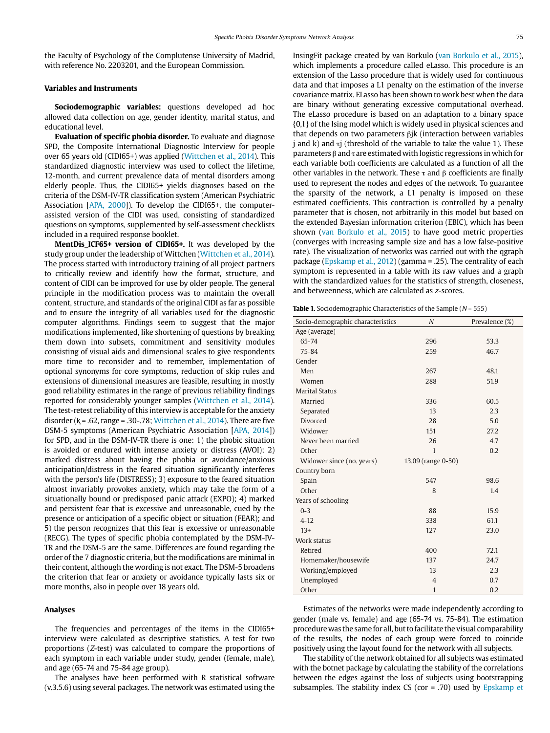the Faculty of Psychology of the Complutense University of Madrid, with reference No. 2203201, and the European Commission.

### Variables and Instruments

**Sociodemographic variables:** questions developed ad hoc allowed data collection on age, gender identity, marital status, and educational level.

**Evaluation of specific phobia disorder.** To evaluate and diagnose SPD, the Composite International Diagnostic Interview for people over 65 years old (CIDI65+) was applied (Wittchen et al., 2014). This standardized diagnostic interview was used to collect the lifetime, 12-month, and current prevalence data of mental disorders among elderly people. Thus, the CIDI65+ yields diagnoses based on the criteria of the DSM-IV-TR classification system (American Psychiatric Association [APA, 2000]). To develop the CIDI65+, the computer-assisted version of the CIDI was used, consisting of standardized questions on symptoms, supplemented by self-assessment checklists included in a required response booklet.

**MentDis_ICF65+ version of CIDI65+.** It was developed by the study group under the leadership of Wittchen (Wittchen et al., 2014). The process started with introductory training of all project partners to critically review and identify how the format, structure, and content of CIDI can be improved for use by older people. The general principle in the modification process was to maintain the overall content, structure, and standards of the original CIDI as far as possible and to ensure the integrity of all variables used for the diagnostic computer algorithms. Findings seem to suggest that the major modifications implemented, like shortening of questions by breaking them down into subsets, commitment and sensitivity modules consisting of visual aids and dimensional scales to give respondents more time to reconsider and to remember, implementation of optional synonyms for core symptoms, reduction of skip rules and extensions of dimensional measures are feasible, resulting in mostly good reliability estimates in the range of previous reliability findings reported for considerably younger samples (Wittchen et al., 2014). The test-retest reliability of this interview is acceptable for the anxiety disorder (ϗ = .62, range = .30-.78; Wittchen et al., 2014). There are five DSM-5 symptoms (American Psychiatric Association [APA, 2014]) for SPD, and in the DSM-IV-TR there is one: 1) the phobic situation is avoided or endured with intense anxiety or distress (AVOI); 2) marked distress about having the phobia or avoidance/anxious anticipation/distress in the feared situation significantly interferes with the person's life (DISTRESS); 3) exposure to the feared situation almost invariably provokes anxiety, which may take the form of a situationally bound or predisposed panic attack (EXPO); 4) marked and persistent fear that is excessive and unreasonable, cued by the presence or anticipation of a specific object or situation (FEAR); and 5) the person recognizes that this fear is excessive or unreasonable (RECG). The types of specific phobia contemplated by the DSM-IV-TR and the DSM-5 are the same. Differences are found regarding the order of the 7 diagnostic criteria, but the modifications are minimal in their content, although the wording is not exact. The DSM-5 broadens the criterion that fear or anxiety or avoidance typically lasts six or more months, also in people over 18 years old.

### Analyses

The frequencies and percentages of the items in the CIDI65+ interview were calculated as descriptive statistics. A test for two proportions (*Z*-test) was calculated to compare the proportions of each symptom in each variable under study, gender (female, male), and age (65-74 and 75-84 age group).

The analyses have been performed with R statistical software (v.3.5.6) using several packages. The network was estimated using the IsingFit package created by van Borkulo (van Borkulo et al., 2015), which implements a procedure called eLasso. This procedure is an extension of the Lasso procedure that is widely used for continuous data and that imposes a L1 penalty on the estimation of the inverse covariance matrix. ELasso has been shown to work best when the data are binary without generating excessive computational overhead. The eLasso procedure is based on an adaptation to a binary space {0,1} of the Ising model which is widely used in physical sciences and that depends on two parameters $\beta_{jk}$ (interaction between variables j and k) and $\tau_j$ (threshold of the variable to take the value 1). These parameters $\beta$ and $\tau$ are estimated with logistic regressions in which for each variable both coefficients are calculated as a function of all the other variables in the network. These $\tau$ and $\beta$ coefficients are finally used to represent the nodes and edges of the network. To guarantee the sparsity of the network, a L1 penalty is imposed on these estimated coefficients. This contraction is controlled by a penalty parameter that is chosen, not arbitrarily in this model but based on the extended Bayesian information criterion (EBIC), which has been shown (van Borkulo et al., 2015) to have good metric properties (converges with increasing sample size and has a low false-positive rate). The visualization of networks was carried out with the qgraph package (Epskamp et al., 2012) (gamma = .25). The centrality of each symptom is represented in a table with its raw values and a graph with the standardized values for the statistics of strength, closeness, and betweenness, which are calculated as *z*-scores.

**Table 1.** Sociodemographic Characteristics of the Sample (*N* = 555)

| Socio-demographic characteristics | *N* | Prevalence (%) |
|---|---|---|
| Age (average) | | |
| 65-74 | 296 | 53.3 |
| 75-84 | 259 | 46.7 |
| Gender | | |
| Men | 267 | 48.1 |
| Women | 288 | 51.9 |
| Marital Status | | |
| Married | 336 | 60.5 |
| Separated | 13 | 2.3 |
| Divorced | 28 | 5.0 |
| Widower | 151 | 27.2 |
| Never been married | 26 | 4.7 |
| Other | 1 | 0.2 |
| Widower since (no. years) | 13.09 (range 0-50) | |
| Country born | | |
| Spain | 547 | 98.6 |
| Other | 8 | 1.4 |
| Years of schooling | | |
| 0-3 | 88 | 15.9 |
| 4-12 | 338 | 61.1 |
| 13+ | 127 | 23.0 |
| Work status | | |
| Retired | 400 | 72.1 |
| Homemaker/housewife | 137 | 24.7 |
| Working/employed | 13 | 2.3 |
| Unemployed | 4 | 0.7 |
| Other | 1 | 0.2 |

Estimates of the networks were made independently according to gender (male vs. female) and age (65-74 vs. 75-84). The estimation procedure was the same for all, but to facilitate the visual comparability of the results, the nodes of each group were forced to coincide positively using the layout found for the network with all subjects.

The stability of the network obtained for all subjects was estimated with the botnet package by calculating the stability of the correlations between the edges against the loss of subjects using bootstrapping subsamples. The stability index CS (cor = .70) used by Epskamp et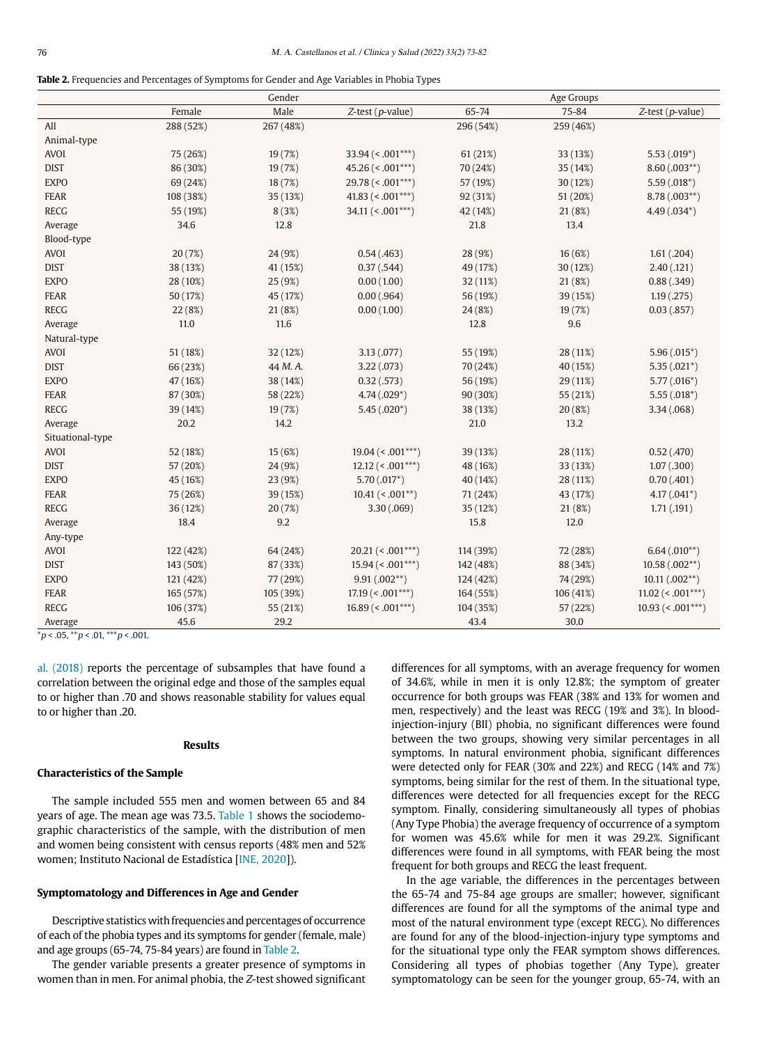**Table 2.** Frequencies and Percentages of Symptoms for Gender and Age Variables in Phobia Types

| | Gender | | | Age Groups | | |
|---|---|---|---|---|---|---|
| | Female | Male | *Z*-test (*p*-value) | 65-74 | 75-84 | *Z*-test (*p*-value) |
| All | 288 (52%) | 267 (48%) | | 296 (54%) | 259 (46%) | |
| Animal-type | | | | | | |
| AVOI | 75 (26%) | 19 (7%) | 33.94 (< .001***) | 61 (21%) | 33 (13%) | 5.53 (.019*) |
| DIST | 86 (30%) | 19 (7%) | 45.26 (< .001***) | 70 (24%) | 35 (14%) | 8.60 (.003**) |
| EXPO | 69 (24%) | 18 (7%) | 29.78 (< .001***) | 57 (19%) | 30 (12%) | 5.59 (.018*) |
| FEAR | 108 (38%) | 35 (13%) | 41.83 (< .001***) | 92 (31%) | 51 (20%) | 8.78 (.003**) |
| RECG | 55 (19%) | 8 (3%) | 34.11 (< .001***) | 42 (14%) | 21 (8%) | 4.49 (.034*) |
| Average | 34.6 | 12.8 | | 21.8 | 13.4 | |
| Blood-type | | | | | | |
| AVOI | 20 (7%) | 24 (9%) | 0.54 (.463) | 28 (9%) | 16 (6%) | 1.61 (.204) |
| DIST | 38 (13%) | 41 (15%) | 0.37 (.544) | 49 (17%) | 30 (12%) | 2.40 (.121) |
| EXPO | 28 (10%) | 25 (9%) | 0.00 (1.00) | 32 (11%) | 21 (8%) | 0.88 (.349) |
| FEAR | 50 (17%) | 45 (17%) | 0.00 (.964) | 56 (19%) | 39 (15%) | 1.19 (.275) |
| RECG | 22 (8%) | 21 (8%) | 0.00 (1.00) | 24 (8%) | 19 (7%) | 0.03 (.857) |
| Average | 11.0 | 11.6 | | 12.8 | 9.6 | |
| Natural-type | | | | | | |
| AVOI | 51 (18%) | 32 (12%) | 3.13 (.077) | 55 (19%) | 28 (11%) | 5.96 (.015*) |
| DIST | 66 (23%) | 44 *M. A.* | 3.22 (.073) | 70 (24%) | 40 (15%) | 5.35 (.021*) |
| EXPO | 47 (16%) | 38 (14%) | 0.32 (.573) | 56 (19%) | 29 (11%) | 5.77 (.016*) |
| FEAR | 87 (30%) | 58 (22%) | 4.74 (.029*) | 90 (30%) | 55 (21%) | 5.55 (.018*) |
| RECG | 39 (14%) | 19 (7%) | 5.45 (.020*) | 38 (13%) | 20 (8%) | 3.34 (.068) |
| Average | 20.2 | 14.2 | | 21.0 | 13.2 | |
| Situational-type | | | | | | |
| AVOI | 52 (18%) | 15 (6%) | 19.04 (< .001***) | 39 (13%) | 28 (11%) | 0.52 (.470) |
| DIST | 57 (20%) | 24 (9%) | 12.12 (< .001***) | 48 (16%) | 33 (13%) | 1.07 (.300) |
| EXPO | 45 (16%) | 23 (9%) | 5.70 (.017*) | 40 (14%) | 28 (11%) | 0.70 (.401) |
| FEAR | 75 (26%) | 39 (15%) | 10.41 (< .001**) | 71 (24%) | 43 (17%) | 4.17 (.041*) |
| RECG | 36 (12%) | 20 (7%) | 3.30 (.069) | 35 (12%) | 21 (8%) | 1.71 (.191) |
| Average | 18.4 | 9.2 | | 15.8 | 12.0 | |
| Any-type | | | | | | |
| AVOI | 122 (42%) | 64 (24%) | 20.21 (< .001***) | 114 (39%) | 72 (28%) | 6.64 (.010**) |
| DIST | 143 (50%) | 87 (33%) | 15.94 (< .001***) | 142 (48%) | 88 (34%) | 10.58 (.002**) |
| EXPO | 121 (42%) | 77 (29%) | 9.91 (.002**) | 124 (42%) | 74 (29%) | 10.11 (.002**) |
| FEAR | 165 (57%) | 105 (39%) | 17.19 (< .001***) | 164 (55%) | 106 (41%) | 11.02 (< .001***) |
| RECG | 106 (37%) | 55 (21%) | 16.89 (< .001***) | 104 (35%) | 57 (22%) | 10.93 (< .001***) |
| Average | 45.6 | 29.2 | | 43.4 | 30.0 | |

*$p < .05$, **$p < .01$, ***$p < .001$.

al. (2018) reports the percentage of subsamples that have found a correlation between the original edge and those of the samples equal to or higher than .70 and shows reasonable stability for values equal to or higher than .20.

## Results

### Characteristics of the Sample

The sample included 555 men and women between 65 and 84 years of age. The mean age was 73.5. Table 1 shows the sociodemographic characteristics of the sample, with the distribution of men and women being consistent with census reports (48% men and 52% women; Instituto Nacional de Estadística [INE, 2020]).

### Symptomatology and Differences in Age and Gender

Descriptive statistics with frequencies and percentages of occurrence of each of the phobia types and its symptoms for gender (female, male) and age groups (65-74, 75-84 years) are found in Table 2.

The gender variable presents a greater presence of symptoms in women than in men. For animal phobia, the *Z*-test showed significant differences for all symptoms, with an average frequency for women of 34.6%, while in men it is only 12.8%; the symptom of greater occurrence for both groups was FEAR (38% and 13% for women and men, respectively) and the least was RECG (19% and 3%). In blood-injection-injury (BII) phobia, no significant differences were found between the two groups, showing very similar percentages in all symptoms. In natural environment phobia, significant differences were detected only for FEAR (30% and 22%) and RECG (14% and 7%) symptoms, being similar for the rest of them. In the situational type, differences were detected for all frequencies except for the RECG symptom. Finally, considering simultaneously all types of phobias (Any Type Phobia) the average frequency of occurrence of a symptom for women was 45.6% while for men it was 29.2%. Significant differences were found in all symptoms, with FEAR being the most frequent for both groups and RECG the least frequent.

In the age variable, the differences in the percentages between the 65-74 and 75-84 age groups are smaller; however, significant differences are found for all the symptoms of the animal type and most of the natural environment type (except RECG). No differences are found for any of the blood-injection-injury type symptoms and for the situational type only the FEAR symptom shows differences. Considering all types of phobias together (Any Type), greater symptomatology can be seen for the younger group, 65-74, with an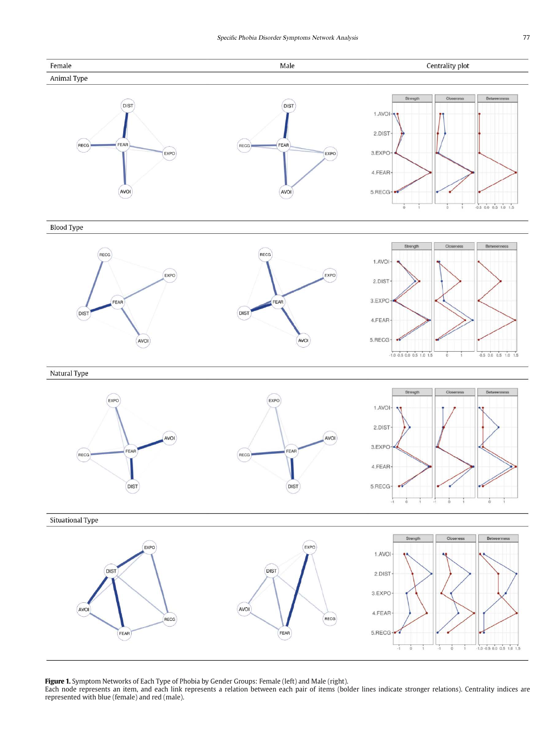| Female | Male | Centrality plot |
|---|---|---|
| Animal Type | | |
| Blood Type | | |
| Natural Type | | |
| Situational Type | | |

**Figure 1.** Symptom Networks of Each Type of Phobia by Gender Groups: Female (left) and Male (right).
Each node represents an item, and each link represents a relation between each pair of items (bolder lines indicate stronger relations). Centrality indices are represented with blue (female) and red (male).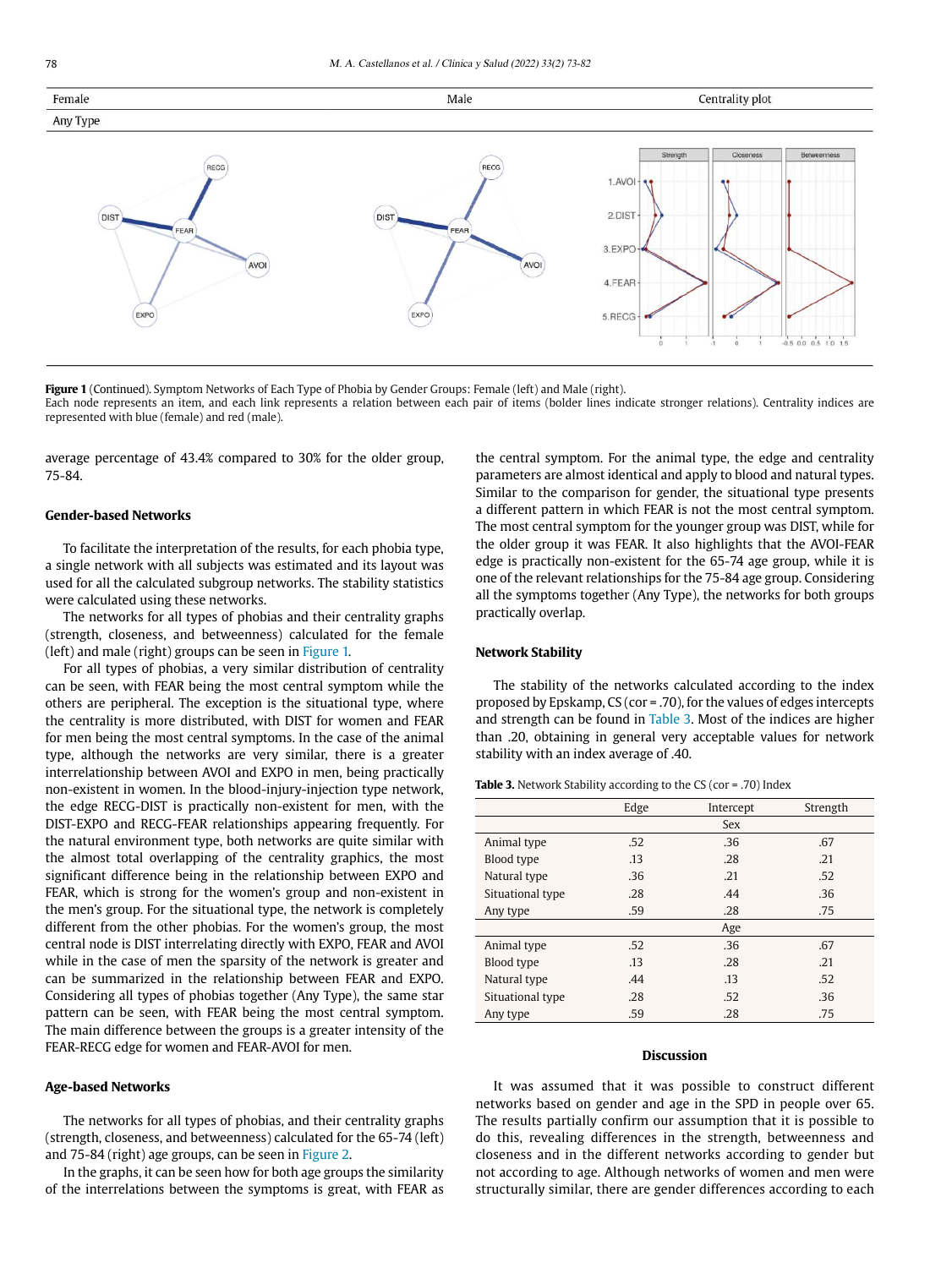**Figure 1** (Continued). Symptom Networks of Each Type of Phobia by Gender Groups: Female (left) and Male (right).
Each node represents an item, and each link represents a relation between each pair of items (bolder lines indicate stronger relations). Centrality indices are represented with blue (female) and red (male).

average percentage of 43.4% compared to 30% for the older group, 75-84.

### Gender-based Networks

To facilitate the interpretation of the results, for each phobia type, a single network with all subjects was estimated and its layout was used for all the calculated subgroup networks. The stability statistics were calculated using these networks.

The networks for all types of phobias and their centrality graphs (strength, closeness, and betweenness) calculated for the female (left) and male (right) groups can be seen in Figure 1.

For all types of phobias, a very similar distribution of centrality can be seen, with FEAR being the most central symptom while the others are peripheral. The exception is the situational type, where the centrality is more distributed, with DIST for women and FEAR for men being the most central symptoms. In the case of the animal type, although the networks are very similar, there is a greater interrelationship between AVOI and EXPO in men, being practically non-existent in women. In the blood-injury-injection type network, the edge RECG-DIST is practically non-existent for men, with the DIST-EXPO and RECG-FEAR relationships appearing frequently. For the natural environment type, both networks are quite similar with the almost total overlapping of the centrality graphics, the most significant difference being in the relationship between EXPO and FEAR, which is strong for the women's group and non-existent in the men's group. For the situational type, the network is completely different from the other phobias. For the women's group, the most central node is DIST interrelating directly with EXPO, FEAR and AVOI while in the case of men the sparsity of the network is greater and can be summarized in the relationship between FEAR and EXPO. Considering all types of phobias together (Any Type), the same star pattern can be seen, with FEAR being the most central symptom. The main difference between the groups is a greater intensity of the FEAR-RECG edge for women and FEAR-AVOI for men.

### Age-based Networks

The networks for all types of phobias, and their centrality graphs (strength, closeness, and betweenness) calculated for the 65-74 (left) and 75-84 (right) age groups, can be seen in Figure 2.

In the graphs, it can be seen how for both age groups the similarity of the interrelations between the symptoms is great, with FEAR as the central symptom. For the animal type, the edge and centrality parameters are almost identical and apply to blood and natural types. Similar to the comparison for gender, the situational type presents a different pattern in which FEAR is not the most central symptom. The most central symptom for the younger group was DIST, while for the older group it was FEAR. It also highlights that the AVOI-FEAR edge is practically non-existent for the 65-74 age group, while it is one of the relevant relationships for the 75-84 age group. Considering all the symptoms together (Any Type), the networks for both groups practically overlap.

### Network Stability

The stability of the networks calculated according to the index proposed by Epskamp, CS (cor = .70), for the values of edges intercepts and strength can be found in Table 3. Most of the indices are higher than .20, obtaining in general very acceptable values for network stability with an index average of .40.

**Table 3.** Network Stability according to the CS (cor = .70) Index

| | Edge | Intercept | Strength |
|---|---|---|---|
| | | Sex | |
| Animal type | .52 | .36 | .67 |
| Blood type | .13 | .28 | .21 |
| Natural type | .36 | .21 | .52 |
| Situational type | .28 | .44 | .36 |
| Any type | .59 | .28 | .75 |
| | | Age | |
| Animal type | .52 | .36 | .67 |
| Blood type | .13 | .28 | .21 |
| Natural type | .44 | .13 | .52 |
| Situational type | .28 | .52 | .36 |
| Any type | .59 | .28 | .75 |

## Discussion

It was assumed that it was possible to construct different networks based on gender and age in the SPD in people over 65. The results partially confirm our assumption that it is possible to do this, revealing differences in the strength, betweenness and closeness and in the different networks according to gender but not according to age. Although networks of women and men were structurally similar, there are gender differences according to each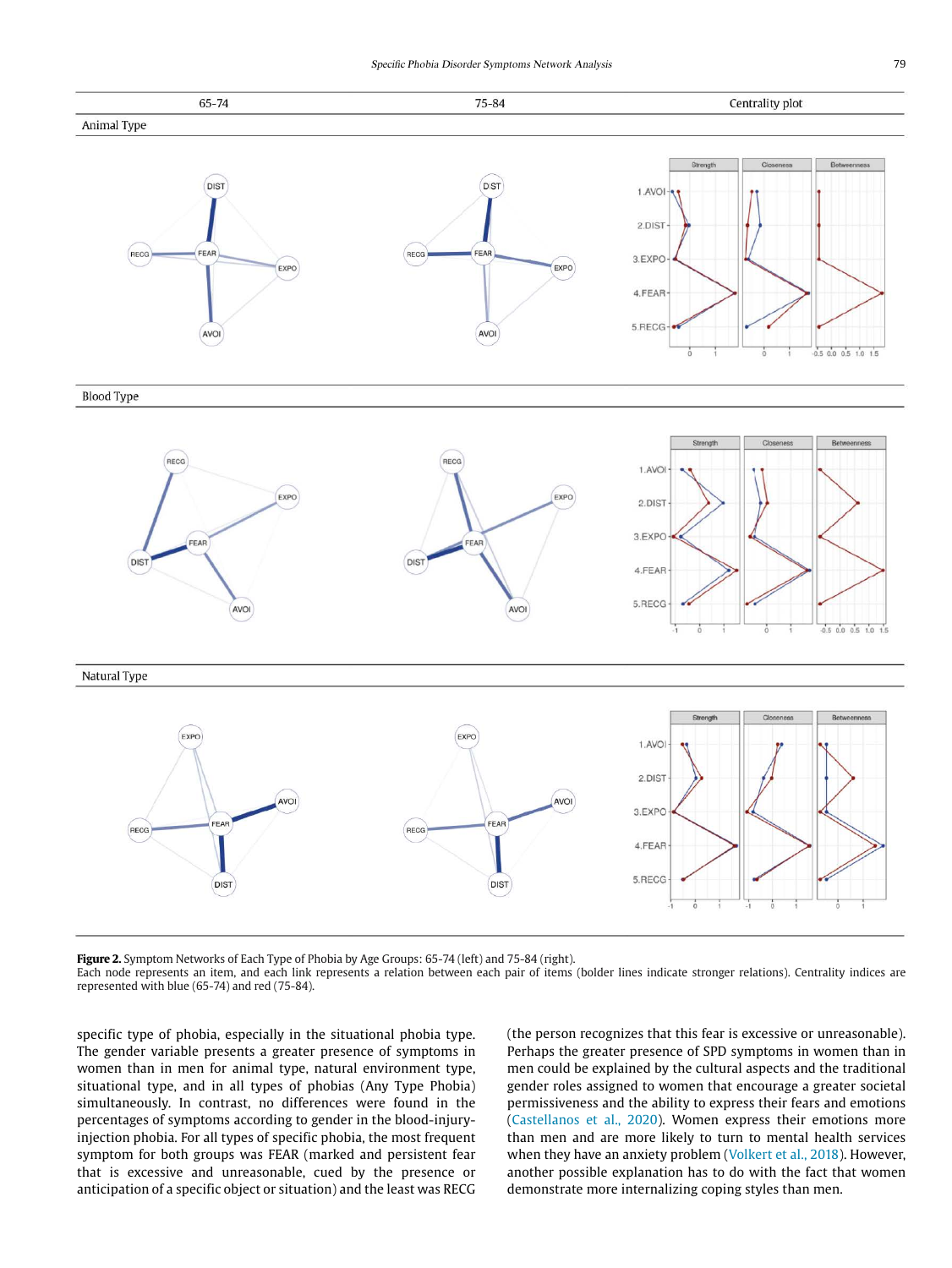| 65-74 | 75-84 | Centrality plot |
|---|---|---|
| Animal Type | | |
| Blood Type | | |
| Natural Type | | |

**Figure 2.** Symptom Networks of Each Type of Phobia by Age Groups: 65-74 (left) and 75-84 (right).
Each node represents an item, and each link represents a relation between each pair of items (bolder lines indicate stronger relations). Centrality indices are represented with blue (65-74) and red (75-84).

specific type of phobia, especially in the situational phobia type. The gender variable presents a greater presence of symptoms in women than in men for animal type, natural environment type, situational type, and in all types of phobias (Any Type Phobia) simultaneously. In contrast, no differences were found in the percentages of symptoms according to gender in the blood-injury-injection phobia. For all types of specific phobia, the most frequent symptom for both groups was FEAR (marked and persistent fear that is excessive and unreasonable, cued by the presence or anticipation of a specific object or situation) and the least was RECG (the person recognizes that this fear is excessive or unreasonable). Perhaps the greater presence of SPD symptoms in women than in men could be explained by the cultural aspects and the traditional gender roles assigned to women that encourage a greater societal permissiveness and the ability to express their fears and emotions (Castellanos et al., 2020). Women express their emotions more than men and are more likely to turn to mental health services when they have an anxiety problem (Volkert et al., 2018). However, another possible explanation has to do with the fact that women demonstrate more internalizing coping styles than men.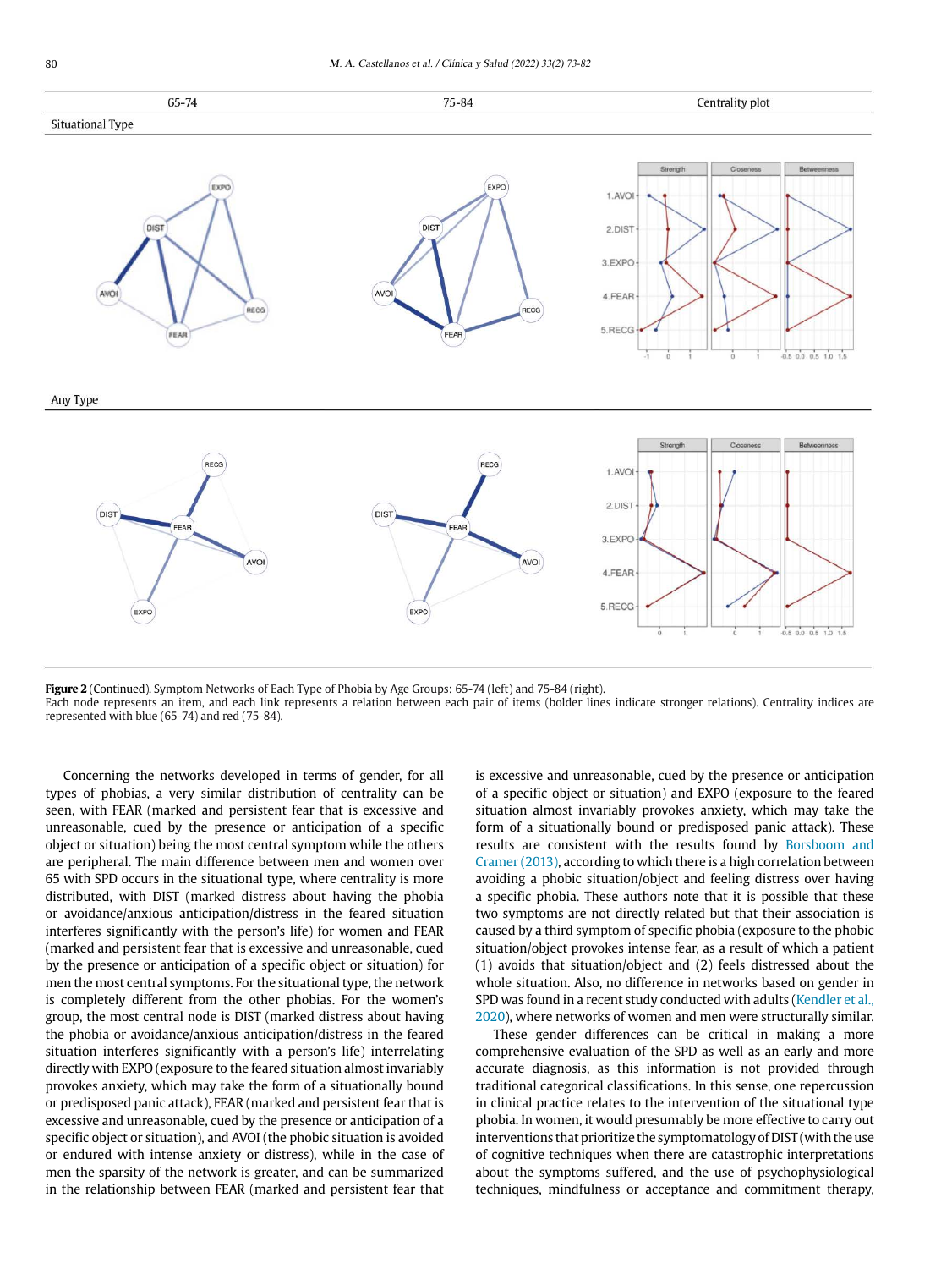**Figure 2** (Continued). Symptom Networks of Each Type of Phobia by Age Groups: 65-74 (left) and 75-84 (right).
Each node represents an item, and each link represents a relation between each pair of items (bolder lines indicate stronger relations). Centrality indices are represented with blue (65-74) and red (75-84).

Concerning the networks developed in terms of gender, for all types of phobias, a very similar distribution of centrality can be seen, with FEAR (marked and persistent fear that is excessive and unreasonable, cued by the presence or anticipation of a specific object or situation) being the most central symptom while the others are peripheral. The main difference between men and women over 65 with SPD occurs in the situational type, where centrality is more distributed, with DIST (marked distress about having the phobia or avoidance/anxious anticipation/distress in the feared situation interferes significantly with the person's life) for women and FEAR (marked and persistent fear that is excessive and unreasonable, cued by the presence or anticipation of a specific object or situation) for men the most central symptoms. For the situational type, the network is completely different from the other phobias. For the women's group, the most central node is DIST (marked distress about having the phobia or avoidance/anxious anticipation/distress in the feared situation interferes significantly with a person's life) interrelating directly with EXPO (exposure to the feared situation almost invariably provokes anxiety, which may take the form of a situationally bound or predisposed panic attack), FEAR (marked and persistent fear that is excessive and unreasonable, cued by the presence or anticipation of a specific object or situation), and AVOI (the phobic situation is avoided or endured with intense anxiety or distress), while in the case of men the sparsity of the network is greater, and can be summarized in the relationship between FEAR (marked and persistent fear that is excessive and unreasonable, cued by the presence or anticipation of a specific object or situation) and EXPO (exposure to the feared situation almost invariably provokes anxiety, which may take the form of a situationally bound or predisposed panic attack). These results are consistent with the results found by Borsboom and Cramer (2013), according to which there is a high correlation between avoiding a phobic situation/object and feeling distress over having a specific phobia. These authors note that it is possible that these two symptoms are not directly related but that their association is caused by a third symptom of specific phobia (exposure to the phobic situation/object provokes intense fear, as a result of which a patient (1) avoids that situation/object and (2) feels distressed about the whole situation. Also, no difference in networks based on gender in SPD was found in a recent study conducted with adults (Kendler et al., 2020), where networks of women and men were structurally similar.

These gender differences can be critical in making a more comprehensive evaluation of the SPD as well as an early and more accurate diagnosis, as this information is not provided through traditional categorical classifications. In this sense, one repercussion in clinical practice relates to the intervention of the situational type phobia. In women, it would presumably be more effective to carry out interventions that prioritize the symptomatology of DIST (with the use of cognitive techniques when there are catastrophic interpretations about the symptoms suffered, and the use of psychophysiological techniques, mindfulness or acceptance and commitment therapy,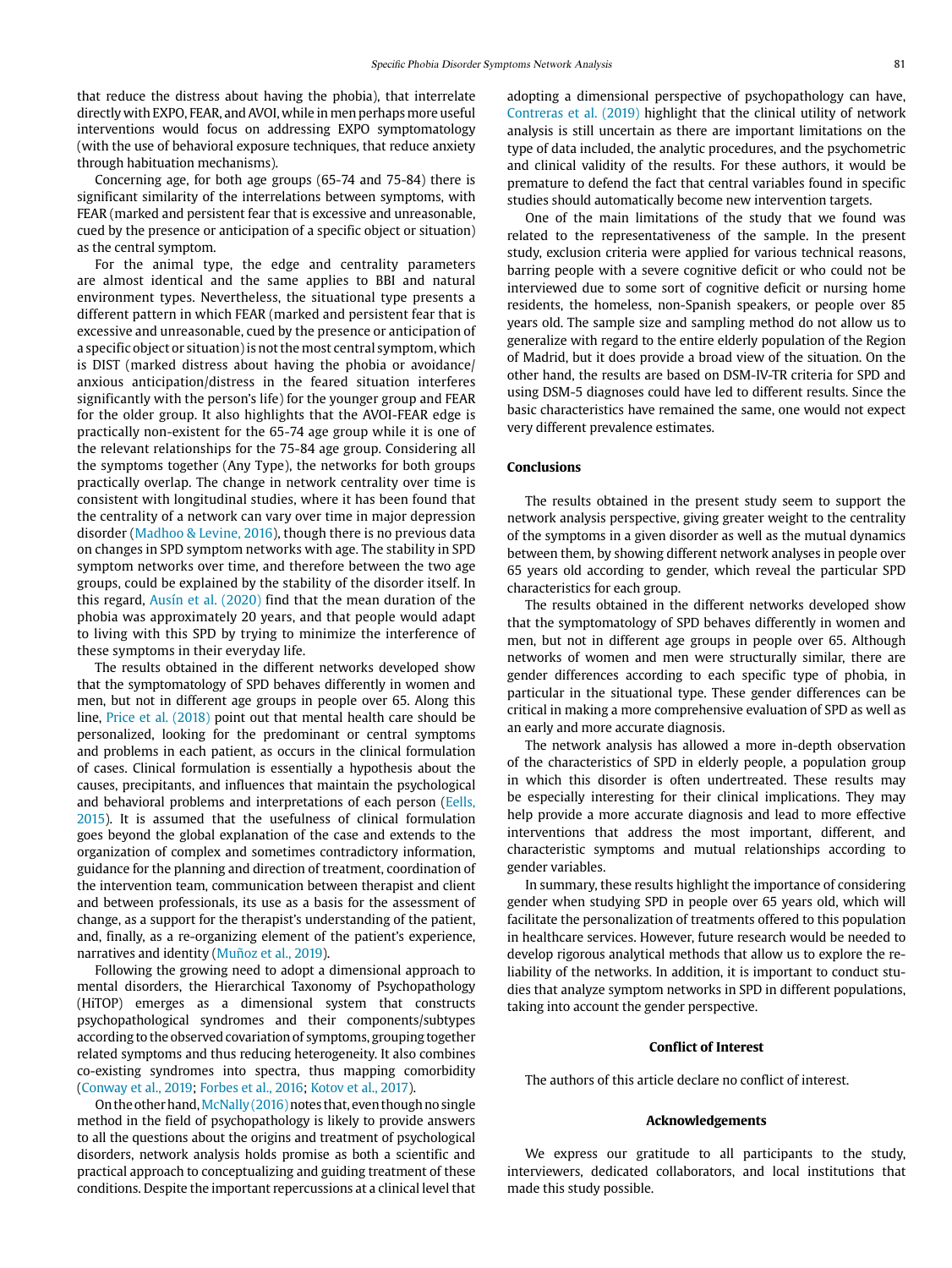that reduce the distress about having the phobia), that interrelate directly with EXPO, FEAR, and AVOI, while in men perhaps more useful interventions would focus on addressing EXPO symptomatology (with the use of behavioral exposure techniques, that reduce anxiety through habituation mechanisms).

Concerning age, for both age groups (65-74 and 75-84) there is significant similarity of the interrelations between symptoms, with FEAR (marked and persistent fear that is excessive and unreasonable, cued by the presence or anticipation of a specific object or situation) as the central symptom.

For the animal type, the edge and centrality parameters are almost identical and the same applies to BBI and natural environment types. Nevertheless, the situational type presents a different pattern in which FEAR (marked and persistent fear that is excessive and unreasonable, cued by the presence or anticipation of a specific object or situation) is not the most central symptom, which is DIST (marked distress about having the phobia or avoidance/ anxious anticipation/distress in the feared situation interferes significantly with the person's life) for the younger group and FEAR for the older group. It also highlights that the AVOI-FEAR edge is practically non-existent for the 65-74 age group while it is one of the relevant relationships for the 75-84 age group. Considering all the symptoms together (Any Type), the networks for both groups practically overlap. The change in network centrality over time is consistent with longitudinal studies, where it has been found that the centrality of a network can vary over time in major depression disorder (Madhoo & Levine, 2016), though there is no previous data on changes in SPD symptom networks with age. The stability in SPD symptom networks over time, and therefore between the two age groups, could be explained by the stability of the disorder itself. In this regard, Ausín et al. (2020) find that the mean duration of the phobia was approximately 20 years, and that people would adapt to living with this SPD by trying to minimize the interference of these symptoms in their everyday life.

The results obtained in the different networks developed show that the symptomatology of SPD behaves differently in women and men, but not in different age groups in people over 65. Along this line, Price et al. (2018) point out that mental health care should be personalized, looking for the predominant or central symptoms and problems in each patient, as occurs in the clinical formulation of cases. Clinical formulation is essentially a hypothesis about the causes, precipitants, and influences that maintain the psychological and behavioral problems and interpretations of each person (Eells, 2015). It is assumed that the usefulness of clinical formulation goes beyond the global explanation of the case and extends to the organization of complex and sometimes contradictory information, guidance for the planning and direction of treatment, coordination of the intervention team, communication between therapist and client and between professionals, its use as a basis for the assessment of change, as a support for the therapist's understanding of the patient, and, finally, as a re-organizing element of the patient's experience, narratives and identity (Muñoz et al., 2019).

Following the growing need to adopt a dimensional approach to mental disorders, the Hierarchical Taxonomy of Psychopathology (HiTOP) emerges as a dimensional system that constructs psychopathological syndromes and their components/subtypes according to the observed covariation of symptoms, grouping together related symptoms and thus reducing heterogeneity. It also combines co-existing syndromes into spectra, thus mapping comorbidity (Conway et al., 2019; Forbes et al., 2016; Kotov et al., 2017).

On the other hand, McNally (2016) notes that, even though no single method in the field of psychopathology is likely to provide answers to all the questions about the origins and treatment of psychological disorders, network analysis holds promise as both a scientific and practical approach to conceptualizing and guiding treatment of these conditions. Despite the important repercussions at a clinical level that adopting a dimensional perspective of psychopathology can have, Contreras et al. (2019) highlight that the clinical utility of network analysis is still uncertain as there are important limitations on the type of data included, the analytic procedures, and the psychometric and clinical validity of the results. For these authors, it would be premature to defend the fact that central variables found in specific studies should automatically become new intervention targets.

One of the main limitations of the study that we found was related to the representativeness of the sample. In the present study, exclusion criteria were applied for various technical reasons, barring people with a severe cognitive deficit or who could not be interviewed due to some sort of cognitive deficit or nursing home residents, the homeless, non-Spanish speakers, or people over 85 years old. The sample size and sampling method do not allow us to generalize with regard to the entire elderly population of the Region of Madrid, but it does provide a broad view of the situation. On the other hand, the results are based on DSM-IV-TR criteria for SPD and using DSM-5 diagnoses could have led to different results. Since the basic characteristics have remained the same, one would not expect very different prevalence estimates.

## Conclusions

The results obtained in the present study seem to support the network analysis perspective, giving greater weight to the centrality of the symptoms in a given disorder as well as the mutual dynamics between them, by showing different network analyses in people over 65 years old according to gender, which reveal the particular SPD characteristics for each group.

The results obtained in the different networks developed show that the symptomatology of SPD behaves differently in women and men, but not in different age groups in people over 65. Although networks of women and men were structurally similar, there are gender differences according to each specific type of phobia, in particular in the situational type. These gender differences can be critical in making a more comprehensive evaluation of SPD as well as an early and more accurate diagnosis.

The network analysis has allowed a more in-depth observation of the characteristics of SPD in elderly people, a population group in which this disorder is often undertreated. These results may be especially interesting for their clinical implications. They may help provide a more accurate diagnosis and lead to more effective interventions that address the most important, different, and characteristic symptoms and mutual relationships according to gender variables.

In summary, these results highlight the importance of considering gender when studying SPD in people over 65 years old, which will facilitate the personalization of treatments offered to this population in healthcare services. However, future research would be needed to develop rigorous analytical methods that allow us to explore the reliability of the networks. In addition, it is important to conduct studies that analyze symptom networks in SPD in different populations, taking into account the gender perspective.

## Conflict of Interest

The authors of this article declare no conflict of interest.

## Acknowledgements

We express our gratitude to all participants to the study, interviewers, dedicated collaborators, and local institutions that made this study possible.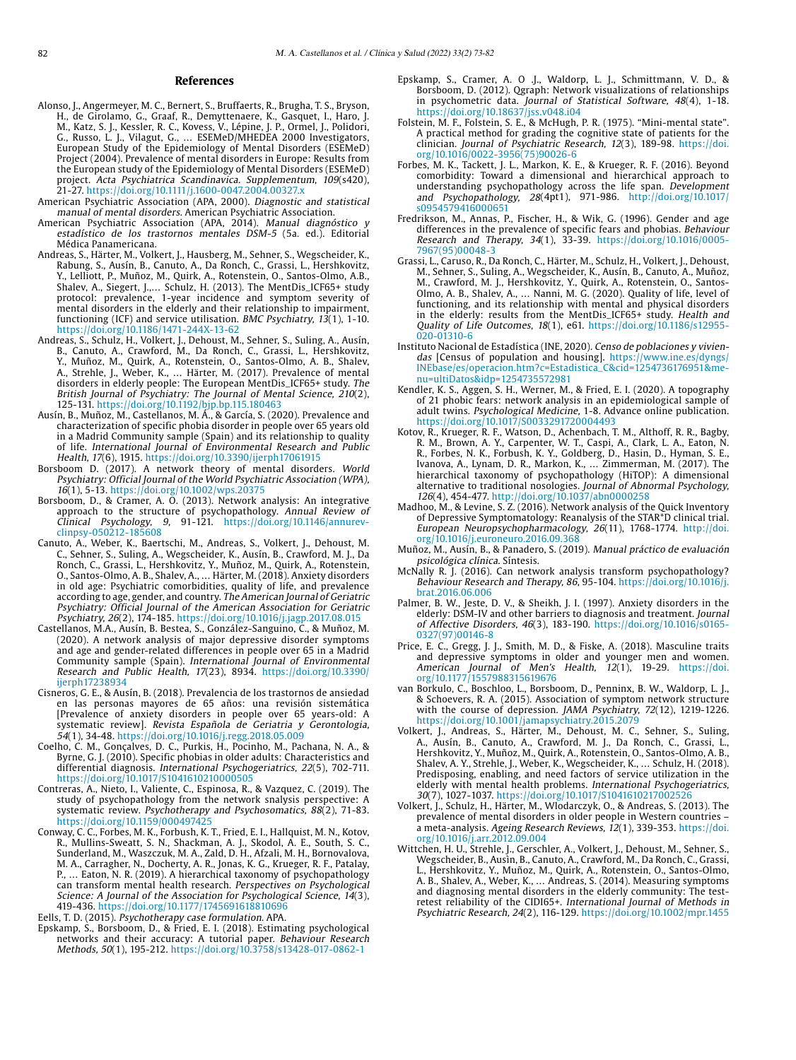## References

Alonso, J., Angermeyer, M. C., Bernert, S., Bruffaerts, R., Brugha, T. S., Bryson, H., de Girolamo, G., Graaf, R., Demyttenaere, K., Gasquet, I., Haro, J. M., Katz, S. J., Kessler, R. C., Kovess, V., Lépine, J. P., Ormel, J., Polidori, G., Russo, L. J., Vilagut, G., … ESEMeD/MHEDEA 2000 Investigators, European Study of the Epidemiology of Mental Disorders (ESEMeD) Project (2004). Prevalence of mental disorders in Europe: Results from the European study of the Epidemiology of Mental Disorders (ESEMeD) project. *Acta Psychiatrica Scandinavica. Supplementum, 109*(s420), 21-27. https://doi.org/10.1111/j.1600-0047.2004.00327.x

American Psychiatric Association (APA, 2000). *Diagnostic and statistical manual of mental disorders*. American Psychiatric Association.

American Psychiatric Association (APA, 2014). *Manual diagnóstico y estadístico de los trastornos mentales DSM-5* (5a. ed.). Editorial Médica Panamericana.

Andreas, S., Härter, M., Volkert, J., Hausberg, M., Sehner, S., Wegscheider, K., Rabung, S., Ausín, B., Canuto, A., Da Ronch, C., Grassi, L., Hershkovitz, Y., Lelliott, P., Muñoz, M., Quirk, A., Rotenstein, O., Santos-Olmo, A.B., Shalev, A., Siegert, J.,… Schulz, H. (2013). The MentDis_ICF65+ study protocol: prevalence, 1-year incidence and symptom severity of mental disorders in the elderly and their relationship to impairment, functioning (ICF) and service utilisation. *BMC Psychiatry, 13*(1), 1-10. https://doi.org/10.1186/1471-244X-13-62

Andreas, S., Schulz, H., Volkert, J., Dehoust, M., Sehner, S., Suling, A., Ausín, B., Canuto, A., Crawford, M., Da Ronch, C., Grassi, L., Hershkovitz, Y., Muñoz, M., Quirk, A., Rotenstein, O., Santos-Olmo, A. B., Shalev, A., Strehle, J., Weber, K., … Härter, M. (2017). Prevalence of mental disorders in elderly people: The European MentDis_ICF65+ study. *The British Journal of Psychiatry: The Journal of Mental Science, 210*(2), 125-131. https://doi.org/10.1192/bjp.bp.115.180463

Ausín, B., Muñoz, M., Castellanos, M. Á., & García, S. (2020). Prevalence and characterization of specific phobia disorder in people over 65 years old in a Madrid Community sample (Spain) and its relationship to quality of life. *International Journal of Environmental Research and Public Health, 17*(6), 1915. https://doi.org/10.3390/ijerph17061915

Borsboom D. (2017). A network theory of mental disorders. *World Psychiatry: Official Journal of the World Psychiatric Association (WPA), 16*(1), 5-13. https://doi.org/10.1002/wps.20375

Borsboom, D., & Cramer, A. O. (2013). Network analysis: An integrative approach to the structure of psychopathology. *Annual Review of Clinical Psychology, 9*, 91-121. https://doi.org/10.1146/annurev-clinpsy-050212-185608

Canuto, A., Weber, K., Baertschi, M., Andreas, S., Volkert, J., Dehoust, M. C., Sehner, S., Suling, A., Wegscheider, K., Ausín, B., Crawford, M. J., Da Ronch, C., Grassi, L., Hershkovitz, Y., Muñoz, M., Quirk, A., Rotenstein, O., Santos-Olmo, A. B., Shalev, A., … Härter, M. (2018). Anxiety disorders in old age: Psychiatric comorbidities, quality of life, and prevalence according to age, gender, and country. *The American Journal of Geriatric Psychiatry: Official Journal of the American Association for Geriatric Psychiatry, 26*(2), 174-185. https://doi.org/10.1016/j.jagp.2017.08.015

Castellanos, M.A., Ausín, B. Bestea, S., González-Sanguino, C., & Muñoz, M. (2020). A network analysis of major depressive disorder symptoms and age and gender-related differences in people over 65 in a Madrid Community sample (Spain). *International Journal of Environmental Research and Public Health, 17*(23), 8934. https://doi.org/10.3390/ijerph17238934

Cisneros, G. E., & Ausín, B. (2018). Prevalencia de los trastornos de ansiedad en las personas mayores de 65 años: una revisión sistemática [Prevalence of anxiety disorders in people over 65 years-old: A systematic review]. *Revista Española de Geriatria y Gerontologia, 54*(1), 34-48. https://doi.org/10.1016/j.regg.2018.05.009

Coelho, C. M., Gonçalves, D. C., Purkis, H., Pocinho, M., Pachana, N. A., & Byrne, G. J. (2010). Specific phobias in older adults: Characteristics and differential diagnosis. *International Psychogeriatrics, 22*(5), 702-711. https://doi.org/10.1017/S1041610210000505

Contreras, A., Nieto, I., Valiente, C., Espinosa, R., & Vazquez, C. (2019). The study of psychopathology from the network snalysis perspective: A systematic review. *Psychotherapy and Psychosomatics, 88*(2), 71-83. https://doi.org/10.1159/000497425

Conway, C. C., Forbes, M. K., Forbush, K. T., Fried, E. I., Hallquist, M. N., Kotov, R., Mullins-Sweatt, S. N., Shackman, A. J., Skodol, A. E., South, S. C., Sunderland, M., Waszczuk, M. A., Zald, D. H., Afzali, M. H., Bornovalova, M. A., Carragher, N., Docherty, A. R., Jonas, K. G., Krueger, R. F., Patalay, P., … Eaton, N. R. (2019). A hierarchical taxonomy of psychopathology can transform mental health research. *Perspectives on Psychological Science: A Journal of the Association for Psychological Science, 14*(3), 419-436. https://doi.org/10.1177/1745691618810696

Eells, T. D. (2015). *Psychotherapy case formulation*. APA.

Epskamp, S., Borsboom, D., & Fried, E. I. (2018). Estimating psychological networks and their accuracy: A tutorial paper. *Behaviour Research Methods, 50*(1), 195-212. https://doi.org/10.3758/s13428-017-0862-1

Epskamp, S., Cramer, A. O .J., Waldorp, L. J., Schmittmann, V. D., & Borsboom, D. (2012). Qgraph: Network visualizations of relationships in psychometric data. *Journal of Statistical Software, 48*(4), 1-18. https://doi.org/10.18637/jss.v048.i04

Folstein, M. F., Folstein, S. E., & McHugh, P. R. (1975). "Mini-mental state". A practical method for grading the cognitive state of patients for the clinician. *Journal of Psychiatric Research, 12*(3), 189-98. https://doi.org/10.1016/0022-3956(75)90026-6

Forbes, M. K., Tackett, J. L., Markon, K. E., & Krueger, R. F. (2016). Beyond comorbidity: Toward a dimensional and hierarchical approach to understanding psychopathology across the life span. *Development and Psychopathology, 28*(4pt1), 971-986. http://doi.org/10.1017/s0954579416000651

Fredrikson, M., Annas, P., Fischer, H., & Wik, G. (1996). Gender and age differences in the prevalence of specific fears and phobias. *Behaviour Research and Therapy, 34*(1), 33-39. https://doi.org/10.1016/0005-7967(95)00048-3

Grassi, L., Caruso, R., Da Ronch, C., Härter, M., Schulz, H., Volkert, J., Dehoust, M., Sehner, S., Suling, A., Wegscheider, K., Ausín, B., Canuto, A., Muñoz, M., Crawford, M. J., Hershkovitz, Y., Quirk, A., Rotenstein, O., Santos-Olmo, A. B., Shalev, A., … Nanni, M. G. (2020). Quality of life, level of functioning, and its relationship with mental and physical disorders in the elderly: results from the MentDis_ICF65+ study. *Health and Quality of Life Outcomes, 18*(1), e61. https://doi.org/10.1186/s12955-020-01310-6

Instituto Nacional de Estadística (INE, 2020). *Censo de poblaciones y viviendas* [Census of population and housing]. https://www.ine.es/dyngs/INEbase/es/operacion.htm?c=Estadistica_C&cid=1254736176951&menu=ultiDatos&idp=1254735572981

Kendler, K. S., Aggen, S. H., Werner, M., & Fried, E. I. (2020). A topography of 21 phobic fears: network analysis in an epidemiological sample of adult twins. *Psychological Medicine*, 1-8. Advance online publication. https://doi.org/10.1017/S0033291720004493

Kotov, R., Krueger, R. F., Watson, D., Achenbach, T. M., Althoff, R. R., Bagby, R. M., Brown, A. Y., Carpenter, W. T., Caspi, A., Clark, L. A., Eaton, N. R., Forbes, N. K., Forbush, K. Y., Goldberg, D., Hasin, D., Hyman, S. E., Ivanova, A., Lynam, D. R., Markon, K., … Zimmerman, M. (2017). The hierarchical taxonomy of psychopathology (HiTOP): A dimensional alternative to traditional nosologies. *Journal of Abnormal Psychology, 126*(4), 454-477. http://doi.org/10.1037/abn0000258

Madhoo, M., & Levine, S. Z. (2016). Network analysis of the Quick Inventory of Depressive Symptomatology: Reanalysis of the STAR*D clinical trial. *European Neuropsychopharmacology, 26*(11), 1768-1774. http://doi.org/10.1016/j.euroneuro.2016.09.368

Muñoz, M., Ausín, B., & Panadero, S. (2019). *Manual práctico de evaluación psicológica clínica*. Síntesis.

McNally R. J. (2016). Can network analysis transform psychopathology? *Behaviour Research and Therapy, 86*, 95-104. https://doi.org/10.1016/j.brat.2016.06.006

Palmer, B. W., Jeste, D. V., & Sheikh, J. I. (1997). Anxiety disorders in the elderly: DSM-IV and other barriers to diagnosis and treatment. *Journal of Affective Disorders, 46*(3), 183-190. https://doi.org/10.1016/s0165-0327(97)00146-8

Price, E. C., Gregg, J. J., Smith, M. D., & Fiske, A. (2018). Masculine traits and depressive symptoms in older and younger men and women. *American Journal of Men's Health, 12*(1), 19-29. https://doi.org/10.1177/1557988315619676

van Borkulo, C., Boschloo, L., Borsboom, D., Penninx, B. W., Waldorp, L. J., & Schoevers, R. A. (2015). Association of symptom network structure with the course of depression. *JAMA Psychiatry, 72*(12), 1219-1226. https://doi.org/10.1001/jamapsychiatry.2015.2079

Volkert, J., Andreas, S., Härter, M., Dehoust, M. C., Sehner, S., Suling, A., Ausín, B., Canuto, A., Crawford, M. J., Da Ronch, C., Grassi, L., Hershkovitz, Y., Muñoz, M., Quirk, A., Rotenstein, O., Santos-Olmo, A. B., Shalev, A. Y., Strehle, J., Weber, K., Wegscheider, K., … Schulz, H. (2018). Predisposing, enabling, and need factors of service utilization in the elderly with mental health problems. *International Psychogeriatrics, 30*(7), 1027-1037. https://doi.org/10.1017/S1041610217002526

Volkert, J., Schulz, H., Härter, M., Wlodarczyk, O., & Andreas, S. (2013). The prevalence of mental disorders in older people in Western countries – a meta-analysis. *Ageing Research Reviews, 12*(1), 339-353. https://doi.org/10.1016/j.arr.2012.09.004

Wittchen, H. U., Strehle, J., Gerschler, A., Volkert, J., Dehoust, M., Sehner, S., Wegscheider, K., Ausín, B., Canuto, A., Crawford, M., Da Ronch, C., Grassi, L., Hershkovitz, Y., Muñoz, M., Quirk, A., Rotenstein, O., Santos-Olmo, A. B., Shalev, A., Weber, K., … Andreas, S. (2014). Measuring symptoms and diagnosing mental disorders in the elderly community: The test-retest reliability of the CIDI65+. *International Journal of Methods in Psychiatric Research, 24*(2), 116-129. https://doi.org/10.1002/mpr.1455